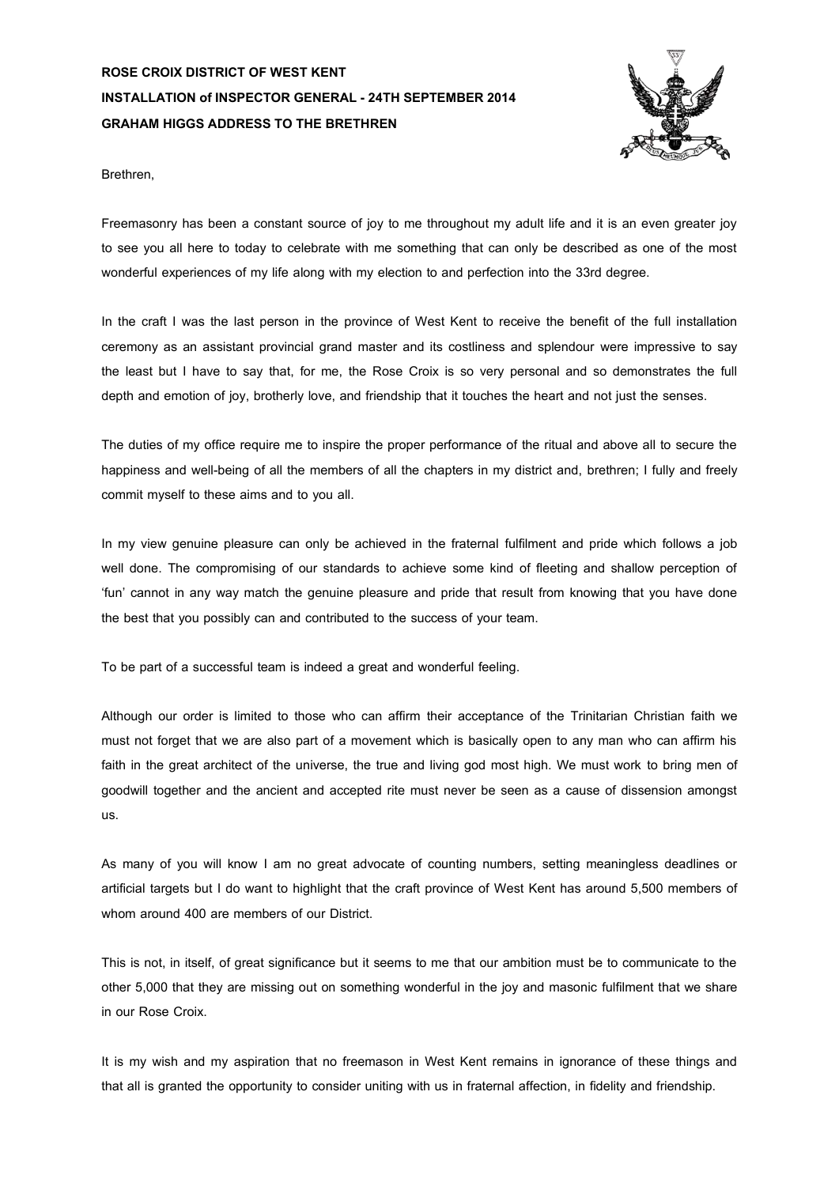**ROSE CROIX DISTRICT OF WEST KENT**
**INSTALLATION of INSPECTOR GENERAL - 24TH SEPTEMBER 2014**
**GRAHAM HIGGS ADDRESS TO THE BRETHREN**

Brethren,

Freemasonry has been a constant source of joy to me throughout my adult life and it is an even greater joy to see you all here to today to celebrate with me something that can only be described as one of the most wonderful experiences of my life along with my election to and perfection into the 33rd degree.

In the craft I was the last person in the province of West Kent to receive the benefit of the full installation ceremony as an assistant provincial grand master and its costliness and splendour were impressive to say the least but I have to say that, for me, the Rose Croix is so very personal and so demonstrates the full depth and emotion of joy, brotherly love, and friendship that it touches the heart and not just the senses.

The duties of my office require me to inspire the proper performance of the ritual and above all to secure the happiness and well-being of all the members of all the chapters in my district and, brethren; I fully and freely commit myself to these aims and to you all.

In my view genuine pleasure can only be achieved in the fraternal fulfilment and pride which follows a job well done. The compromising of our standards to achieve some kind of fleeting and shallow perception of 'fun' cannot in any way match the genuine pleasure and pride that result from knowing that you have done the best that you possibly can and contributed to the success of your team.

To be part of a successful team is indeed a great and wonderful feeling.

Although our order is limited to those who can affirm their acceptance of the Trinitarian Christian faith we must not forget that we are also part of a movement which is basically open to any man who can affirm his faith in the great architect of the universe, the true and living god most high. We must work to bring men of goodwill together and the ancient and accepted rite must never be seen as a cause of dissension amongst us.

As many of you will know I am no great advocate of counting numbers, setting meaningless deadlines or artificial targets but I do want to highlight that the craft province of West Kent has around 5,500 members of whom around 400 are members of our District.

This is not, in itself, of great significance but it seems to me that our ambition must be to communicate to the other 5,000 that they are missing out on something wonderful in the joy and masonic fulfilment that we share in our Rose Croix.

It is my wish and my aspiration that no freemason in West Kent remains in ignorance of these things and that all is granted the opportunity to consider uniting with us in fraternal affection, in fidelity and friendship.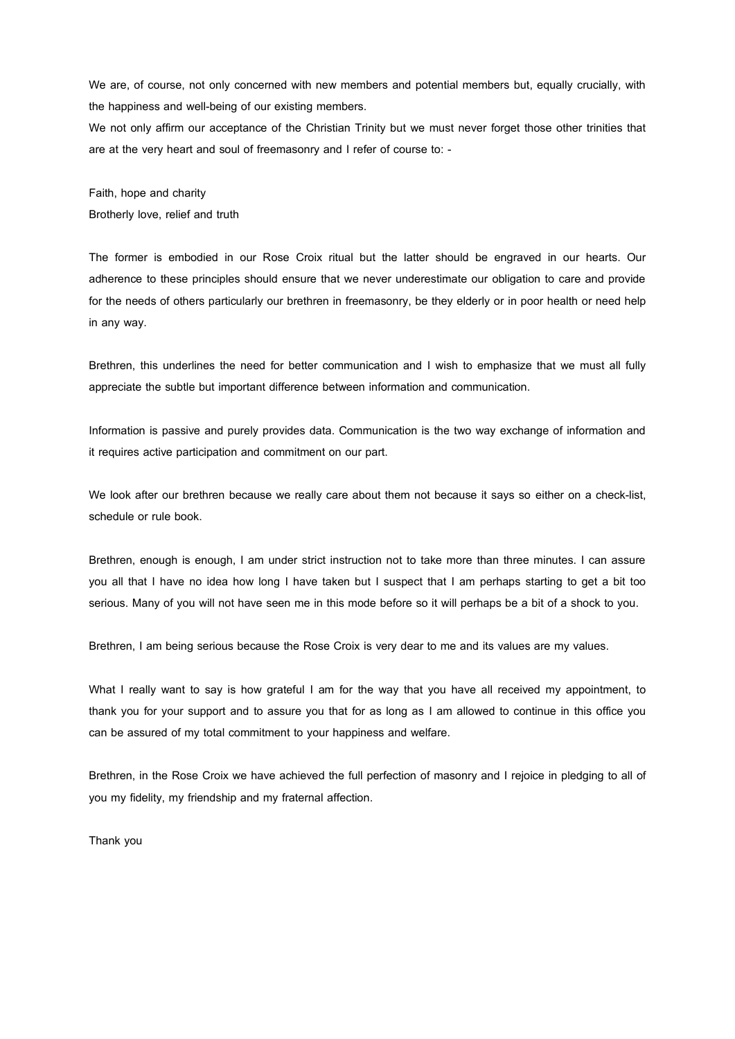We are, of course, not only concerned with new members and potential members but, equally crucially, with the happiness and well-being of our existing members.

We not only affirm our acceptance of the Christian Trinity but we must never forget those other trinities that are at the very heart and soul of freemasonry and I refer of course to: -

Faith, hope and charity
Brotherly love, relief and truth

The former is embodied in our Rose Croix ritual but the latter should be engraved in our hearts. Our adherence to these principles should ensure that we never underestimate our obligation to care and provide for the needs of others particularly our brethren in freemasonry, be they elderly or in poor health or need help in any way.

Brethren, this underlines the need for better communication and I wish to emphasize that we must all fully appreciate the subtle but important difference between information and communication.

Information is passive and purely provides data. Communication is the two way exchange of information and it requires active participation and commitment on our part.

We look after our brethren because we really care about them not because it says so either on a check-list, schedule or rule book.

Brethren, enough is enough, I am under strict instruction not to take more than three minutes. I can assure you all that I have no idea how long I have taken but I suspect that I am perhaps starting to get a bit too serious. Many of you will not have seen me in this mode before so it will perhaps be a bit of a shock to you.

Brethren, I am being serious because the Rose Croix is very dear to me and its values are my values.

What I really want to say is how grateful I am for the way that you have all received my appointment, to thank you for your support and to assure you that for as long as I am allowed to continue in this office you can be assured of my total commitment to your happiness and welfare.

Brethren, in the Rose Croix we have achieved the full perfection of masonry and I rejoice in pledging to all of you my fidelity, my friendship and my fraternal affection.

Thank you